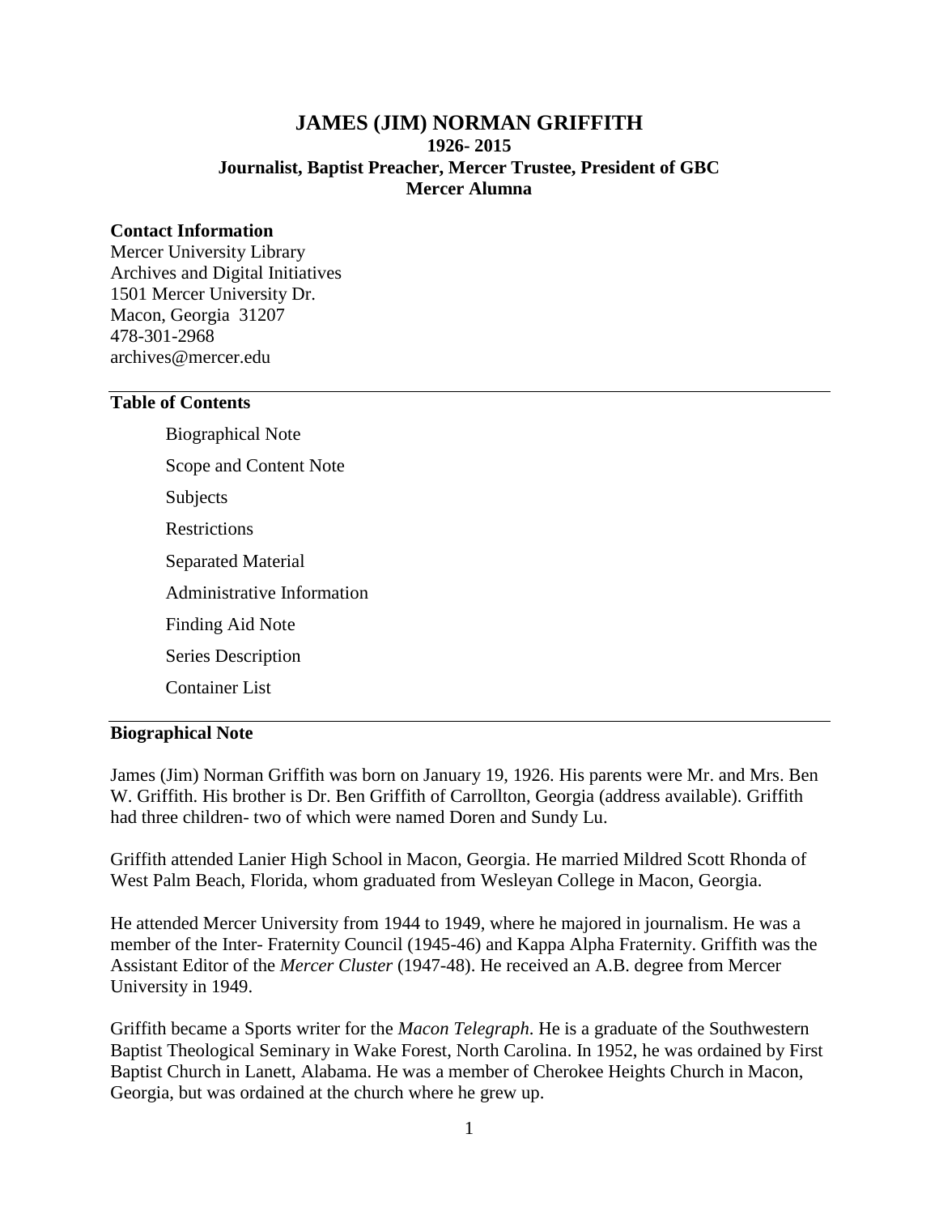# JAMES (JIM) NORMAN GRIFFITH

**1926- 2015**

**Journalist, Baptist Preacher, Mercer Trustee, President of GBC**

**Mercer Alumna**

**Contact Information**

Mercer University Library
Archives and Digital Initiatives
1501 Mercer University Dr.
Macon, Georgia 31207
478-301-2968
archives@mercer.edu

---

## Table of Contents

- Biographical Note
- Scope and Content Note
- Subjects
- Restrictions
- Separated Material
- Administrative Information
- Finding Aid Note
- Series Description
- Container List

---

## Biographical Note

James (Jim) Norman Griffith was born on January 19, 1926. His parents were Mr. and Mrs. Ben W. Griffith. His brother is Dr. Ben Griffith of Carrollton, Georgia (address available). Griffith had three children- two of which were named Doren and Sundy Lu.

Griffith attended Lanier High School in Macon, Georgia. He married Mildred Scott Rhonda of West Palm Beach, Florida, whom graduated from Wesleyan College in Macon, Georgia.

He attended Mercer University from 1944 to 1949, where he majored in journalism. He was a member of the Inter- Fraternity Council (1945-46) and Kappa Alpha Fraternity. Griffith was the Assistant Editor of the *Mercer Cluster* (1947-48). He received an A.B. degree from Mercer University in 1949.

Griffith became a Sports writer for the *Macon Telegraph*. He is a graduate of the Southwestern Baptist Theological Seminary in Wake Forest, North Carolina. In 1952, he was ordained by First Baptist Church in Lanett, Alabama. He was a member of Cherokee Heights Church in Macon, Georgia, but was ordained at the church where he grew up.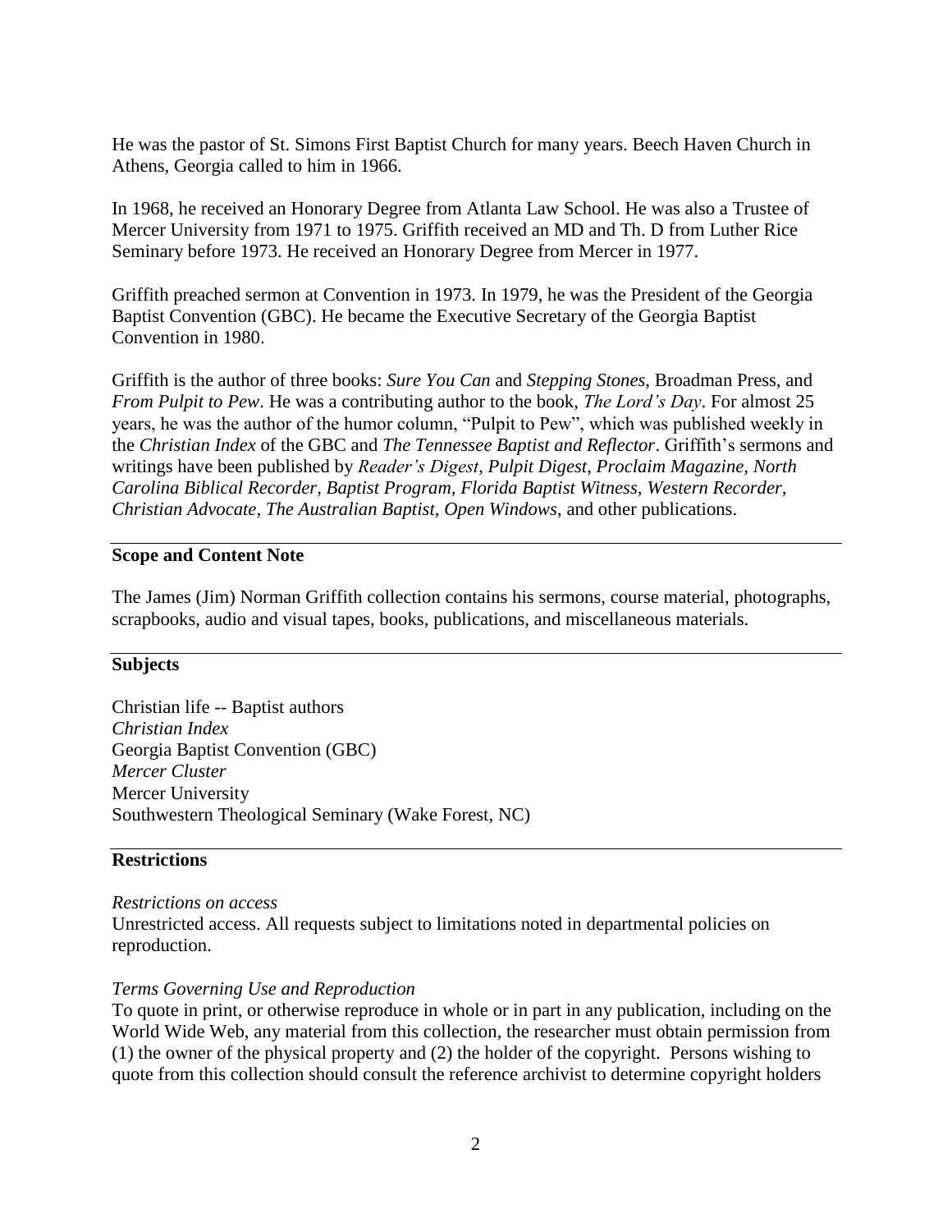He was the pastor of St. Simons First Baptist Church for many years. Beech Haven Church in Athens, Georgia called to him in 1966.

In 1968, he received an Honorary Degree from Atlanta Law School. He was also a Trustee of Mercer University from 1971 to 1975. Griffith received an MD and Th. D from Luther Rice Seminary before 1973. He received an Honorary Degree from Mercer in 1977.

Griffith preached sermon at Convention in 1973. In 1979, he was the President of the Georgia Baptist Convention (GBC). He became the Executive Secretary of the Georgia Baptist Convention in 1980.

Griffith is the author of three books: *Sure You Can* and *Stepping Stones*, Broadman Press, and *From Pulpit to Pew*. He was a contributing author to the book, *The Lord's Day*. For almost 25 years, he was the author of the humor column, "Pulpit to Pew", which was published weekly in the *Christian Index* of the GBC and *The Tennessee Baptist and Reflector*. Griffith's sermons and writings have been published by *Reader's Digest*, *Pulpit Digest, Proclaim Magazine, North Carolina Biblical Recorder, Baptist Program, Florida Baptist Witness, Western Recorder, Christian Advocate, The Australian Baptist, Open Windows*, and other publications.

## Scope and Content Note

The James (Jim) Norman Griffith collection contains his sermons, course material, photographs, scrapbooks, audio and visual tapes, books, publications, and miscellaneous materials.

## Subjects

Christian life -- Baptist authors
*Christian Index*
Georgia Baptist Convention (GBC)
*Mercer Cluster*
Mercer University
Southwestern Theological Seminary (Wake Forest, NC)

## Restrictions

*Restrictions on access*
Unrestricted access. All requests subject to limitations noted in departmental policies on reproduction.

*Terms Governing Use and Reproduction*
To quote in print, or otherwise reproduce in whole or in part in any publication, including on the World Wide Web, any material from this collection, the researcher must obtain permission from (1) the owner of the physical property and (2) the holder of the copyright. Persons wishing to quote from this collection should consult the reference archivist to determine copyright holders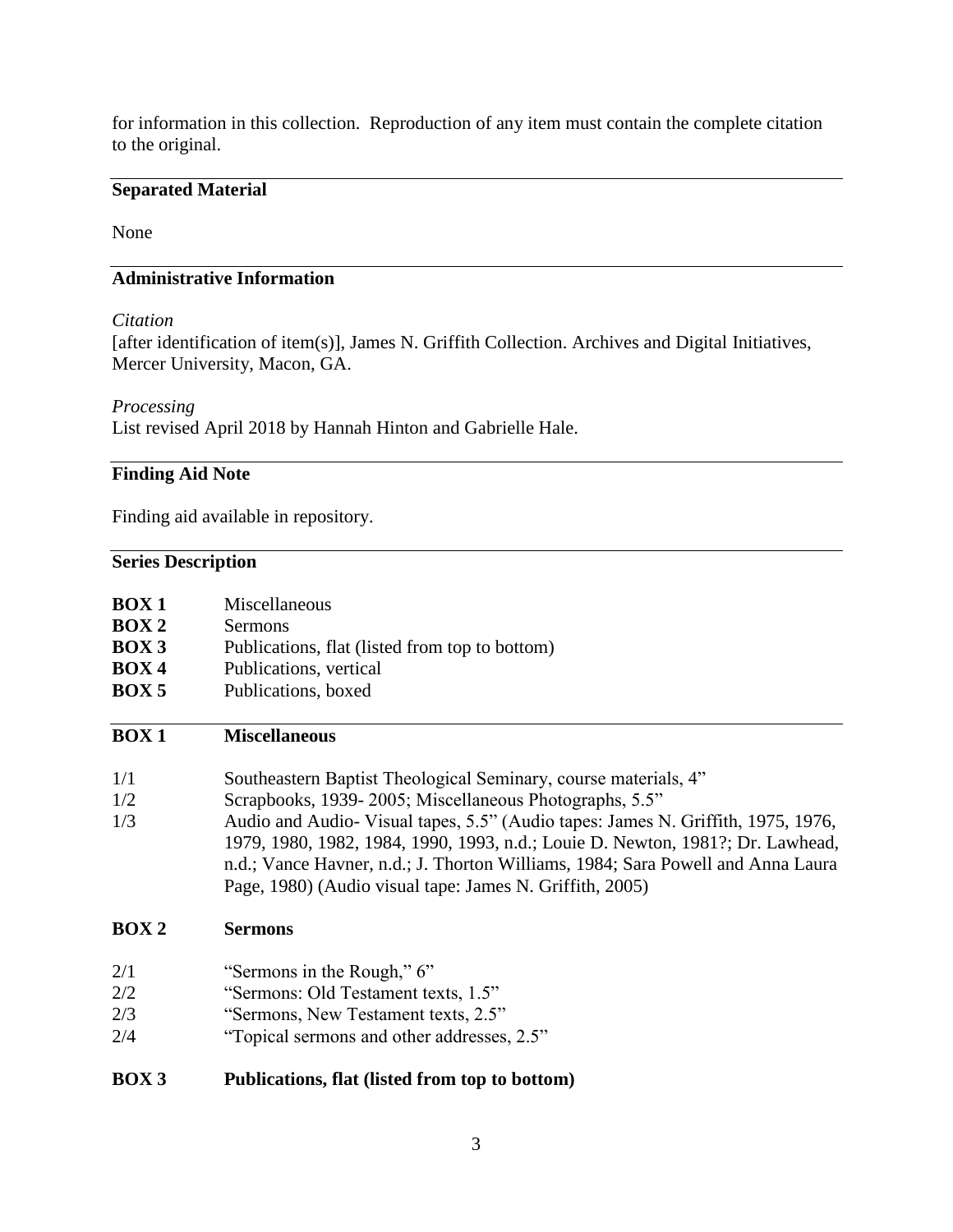for information in this collection. Reproduction of any item must contain the complete citation to the original.

## Separated Material

None

## Administrative Information

*Citation*
[after identification of item(s)], James N. Griffith Collection. Archives and Digital Initiatives, Mercer University, Macon, GA.

*Processing*
List revised April 2018 by Hannah Hinton and Gabrielle Hale.

## Finding Aid Note

Finding aid available in repository.

## Series Description

| | |
|---|---|
| **BOX 1** | Miscellaneous |
| **BOX 2** | Sermons |
| **BOX 3** | Publications, flat (listed from top to bottom) |
| **BOX 4** | Publications, vertical |
| **BOX 5** | Publications, boxed |

## BOX 1 Miscellaneous

| | |
|---|---|
| 1/1 | Southeastern Baptist Theological Seminary, course materials, 4" |
| 1/2 | Scrapbooks, 1939- 2005; Miscellaneous Photographs, 5.5" |
| 1/3 | Audio and Audio- Visual tapes, 5.5" (Audio tapes: James N. Griffith, 1975, 1976, 1979, 1980, 1982, 1984, 1990, 1993, n.d.; Louie D. Newton, 1981?; Dr. Lawhead, n.d.; Vance Havner, n.d.; J. Thorton Williams, 1984; Sara Powell and Anna Laura Page, 1980) (Audio visual tape: James N. Griffith, 2005) |

## BOX 2 Sermons

| | |
|---|---|
| 2/1 | "Sermons in the Rough," 6" |
| 2/2 | "Sermons: Old Testament texts, 1.5" |
| 2/3 | "Sermons, New Testament texts, 2.5" |
| 2/4 | "Topical sermons and other addresses, 2.5" |

## BOX 3 Publications, flat (listed from top to bottom)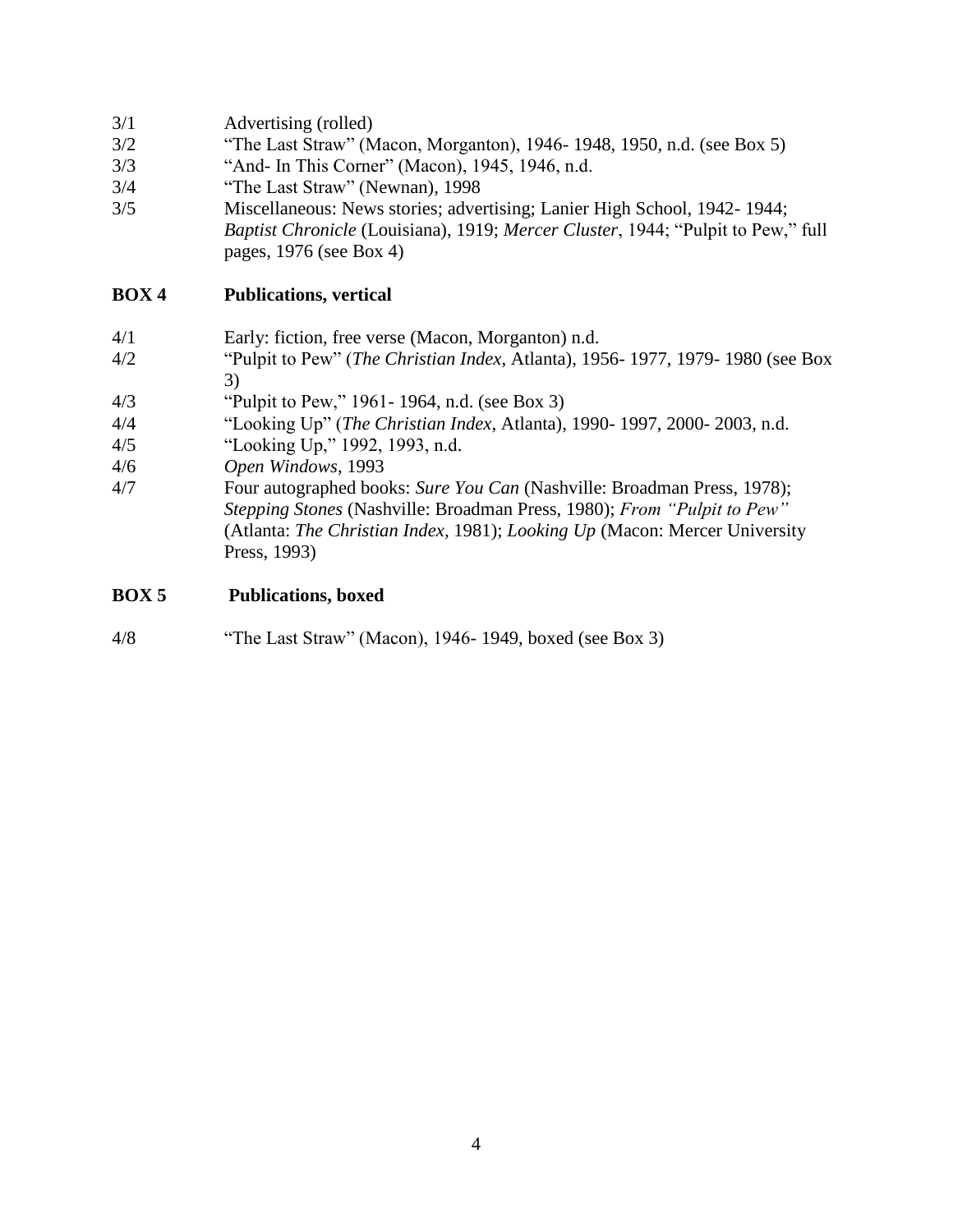3/1 Advertising (rolled)
3/2 "The Last Straw" (Macon, Morganton), 1946- 1948, 1950, n.d. (see Box 5)
3/3 "And- In This Corner" (Macon), 1945, 1946, n.d.
3/4 "The Last Straw" (Newnan), 1998
3/5 Miscellaneous: News stories; advertising; Lanier High School, 1942- 1944; *Baptist Chronicle* (Louisiana), 1919; *Mercer Cluster*, 1944; "Pulpit to Pew," full pages, 1976 (see Box 4)

**BOX 4 Publications, vertical**

4/1 Early: fiction, free verse (Macon, Morganton) n.d.
4/2 "Pulpit to Pew" (*The Christian Index*, Atlanta), 1956- 1977, 1979- 1980 (see Box 3)
4/3 "Pulpit to Pew," 1961- 1964, n.d. (see Box 3)
4/4 "Looking Up" (*The Christian Index*, Atlanta), 1990- 1997, 2000- 2003, n.d.
4/5 "Looking Up," 1992, 1993, n.d.
4/6 *Open Windows*, 1993
4/7 Four autographed books: *Sure You Can* (Nashville: Broadman Press, 1978); *Stepping Stones* (Nashville: Broadman Press, 1980); *From "Pulpit to Pew"* (Atlanta: *The Christian Index*, 1981); *Looking Up* (Macon: Mercer University Press, 1993)

**BOX 5 Publications, boxed**

4/8 "The Last Straw" (Macon), 1946- 1949, boxed (see Box 3)